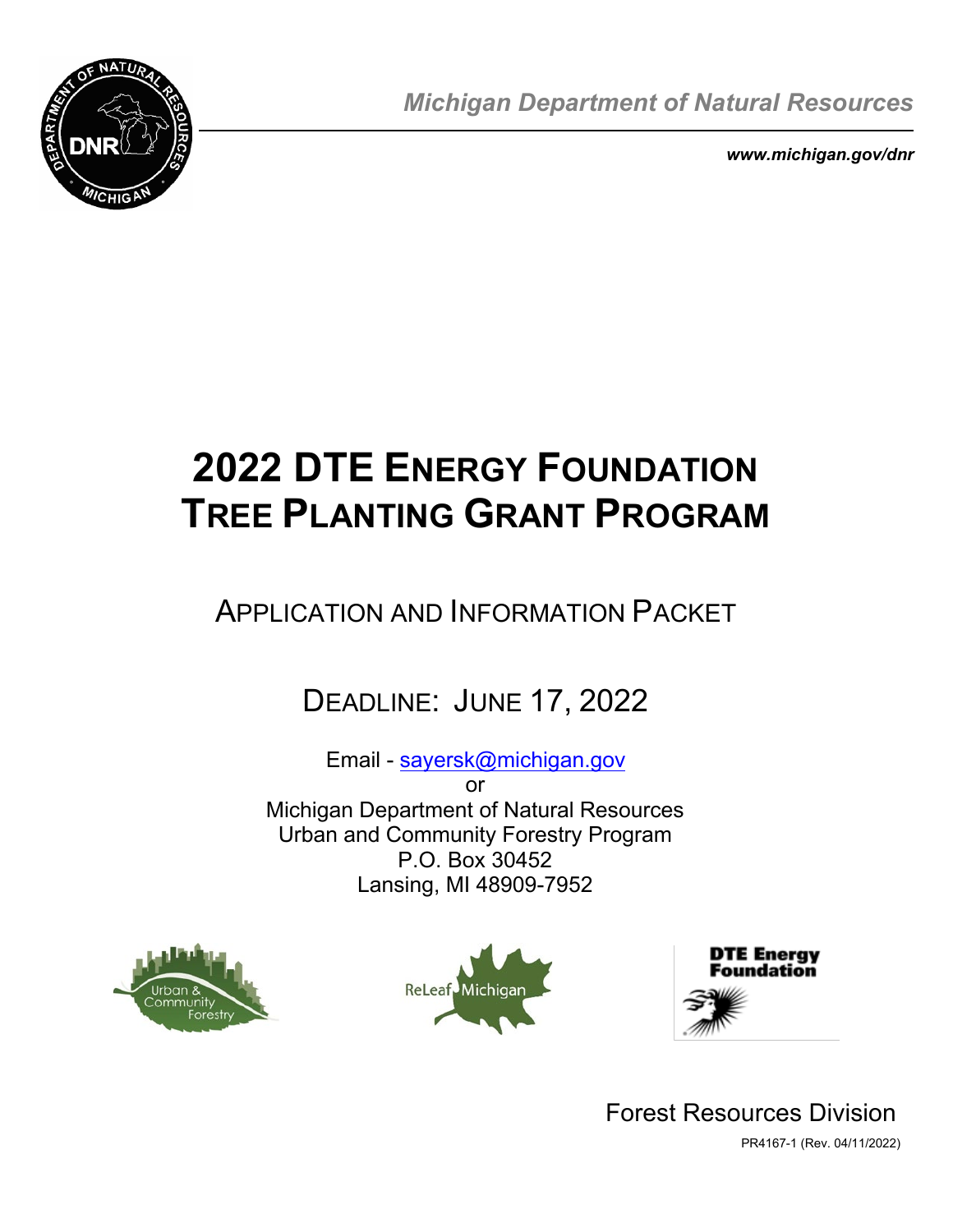*Michigan Department of Natural Resources*

***www.michigan.gov/dnr***

# 2022 DTE ENERGY FOUNDATION TREE PLANTING GRANT PROGRAM

## APPLICATION AND INFORMATION PACKET

## DEADLINE: JUNE 17, 2022

Email - sayersk@michigan.gov
or
Michigan Department of Natural Resources
Urban and Community Forestry Program
P.O. Box 30452
Lansing, MI 48909-7952

Forest Resources Division

PR4167-1 (Rev. 04/11/2022)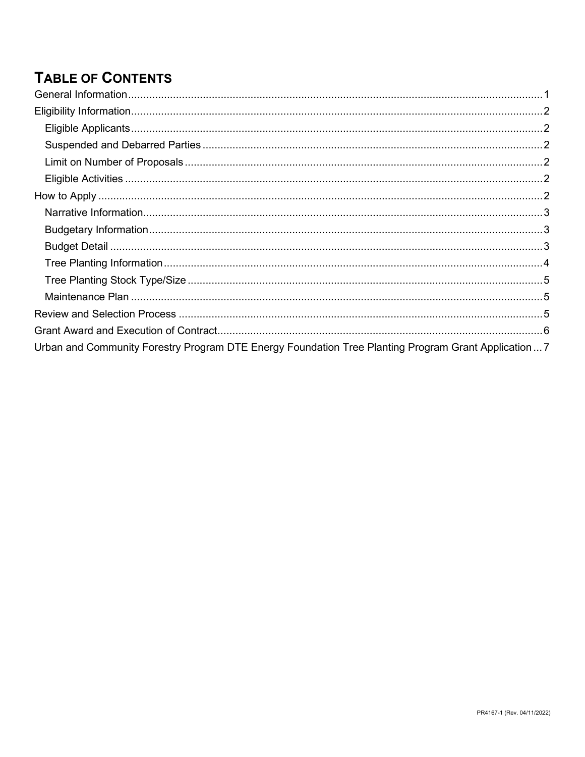# TABLE OF CONTENTS

- General Information ........ 1
- Eligibility Information ........ 2
  - Eligible Applicants ........ 2
  - Suspended and Debarred Parties ........ 2
  - Limit on Number of Proposals ........ 2
  - Eligible Activities ........ 2
- How to Apply ........ 2
  - Narrative Information ........ 3
  - Budgetary Information ........ 3
  - Budget Detail ........ 3
  - Tree Planting Information ........ 4
  - Tree Planting Stock Type/Size ........ 5
  - Maintenance Plan ........ 5
- Review and Selection Process ........ 5
- Grant Award and Execution of Contract ........ 6
- Urban and Community Forestry Program DTE Energy Foundation Tree Planting Program Grant Application ........ 7

PR4167-1 (Rev. 04/11/2022)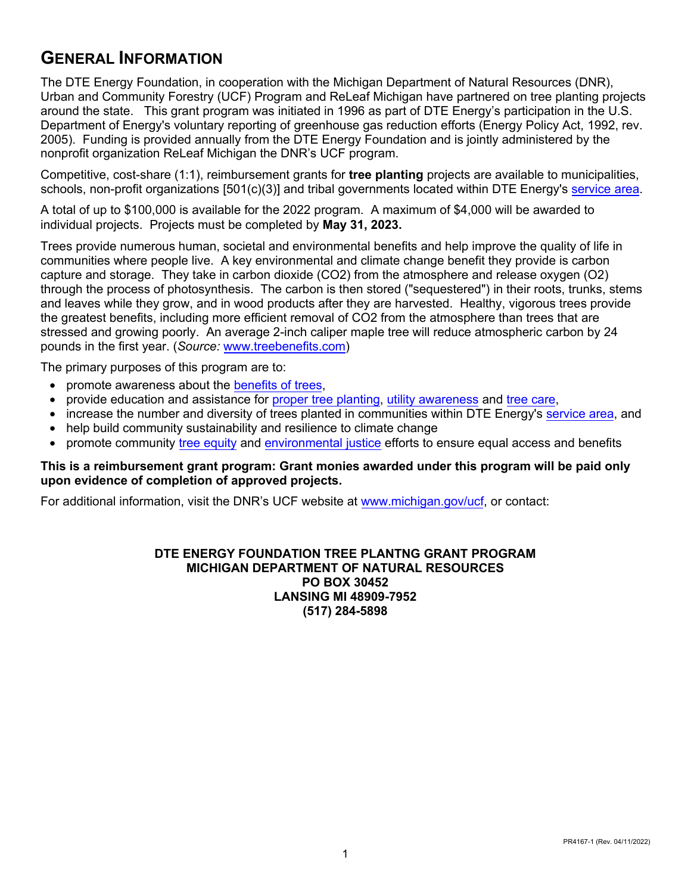# General Information

The DTE Energy Foundation, in cooperation with the Michigan Department of Natural Resources (DNR), Urban and Community Forestry (UCF) Program and ReLeaf Michigan have partnered on tree planting projects around the state. This grant program was initiated in 1996 as part of DTE Energy's participation in the U.S. Department of Energy's voluntary reporting of greenhouse gas reduction efforts (Energy Policy Act, 1992, rev. 2005). Funding is provided annually from the DTE Energy Foundation and is jointly administered by the nonprofit organization ReLeaf Michigan the DNR's UCF program.

Competitive, cost-share (1:1), reimbursement grants for **tree planting** projects are available to municipalities, schools, non-profit organizations [501(c)(3)] and tribal governments located within DTE Energy's service area.

A total of up to $100,000 is available for the 2022 program. A maximum of $4,000 will be awarded to individual projects. Projects must be completed by **May 31, 2023.**

Trees provide numerous human, societal and environmental benefits and help improve the quality of life in communities where people live. A key environmental and climate change benefit they provide is carbon capture and storage. They take in carbon dioxide ($CO_2$) from the atmosphere and release oxygen ($O_2$) through the process of photosynthesis. The carbon is then stored ("sequestered") in their roots, trunks, stems and leaves while they grow, and in wood products after they are harvested. Healthy, vigorous trees provide the greatest benefits, including more efficient removal of $CO_2$ from the atmosphere than trees that are stressed and growing poorly. An average 2-inch caliper maple tree will reduce atmospheric carbon by 24 pounds in the first year. (*Source:* www.treebenefits.com)

The primary purposes of this program are to:

- promote awareness about the benefits of trees,
- provide education and assistance for proper tree planting, utility awareness and tree care,
- increase the number and diversity of trees planted in communities within DTE Energy's service area, and
- help build community sustainability and resilience to climate change
- promote community tree equity and environmental justice efforts to ensure equal access and benefits

**This is a reimbursement grant program: Grant monies awarded under this program will be paid only upon evidence of completion of approved projects.**

For additional information, visit the DNR's UCF website at www.michigan.gov/ucf, or contact:

**DTE ENERGY FOUNDATION TREE PLANTNG GRANT PROGRAM**
**MICHIGAN DEPARTMENT OF NATURAL RESOURCES**
**PO BOX 30452**
**LANSING MI 48909-7952**
**(517) 284-5898**

PR4167-1 (Rev. 04/11/2022)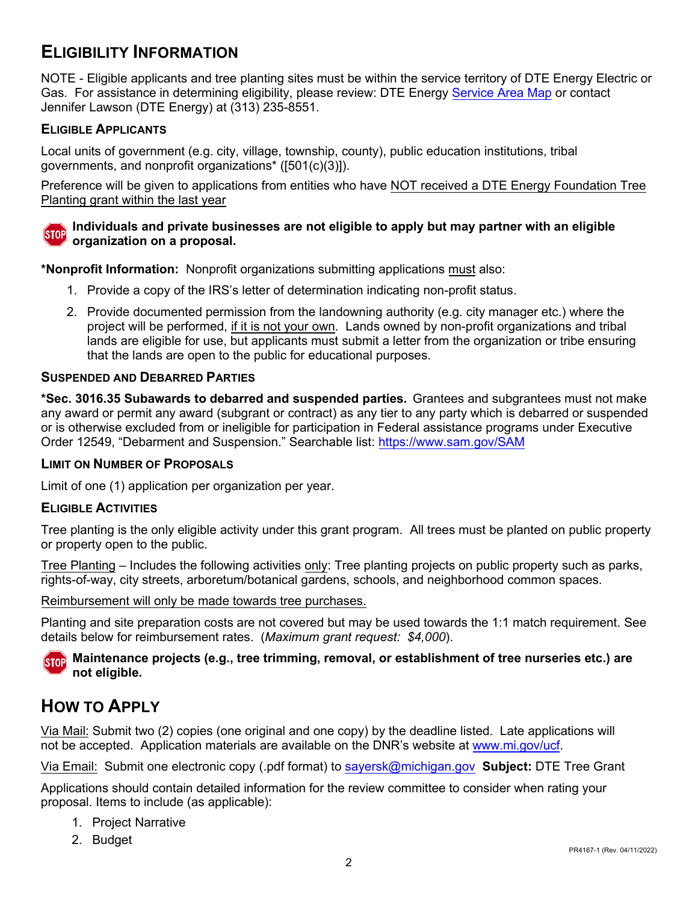## Eligibility Information

NOTE - Eligible applicants and tree planting sites must be within the service territory of DTE Energy Electric or Gas. For assistance in determining eligibility, please review: DTE Energy Service Area Map or contact Jennifer Lawson (DTE Energy) at (313) 235-8551.

### Eligible Applicants

Local units of government (e.g. city, village, township, county), public education institutions, tribal governments, and nonprofit organizations* ([501(c)(3)]).

Preference will be given to applications from entities who have NOT received a DTE Energy Foundation Tree Planting grant within the last year

**Individuals and private businesses are not eligible to apply but may partner with an eligible organization on a proposal.**

***Nonprofit Information:** Nonprofit organizations submitting applications must also:

1. Provide a copy of the IRS's letter of determination indicating non-profit status.
2. Provide documented permission from the landowning authority (e.g. city manager etc.) where the project will be performed, if it is not your own. Lands owned by non-profit organizations and tribal lands are eligible for use, but applicants must submit a letter from the organization or tribe ensuring that the lands are open to the public for educational purposes.

### Suspended and Debarred Parties

***Sec. 3016.35 Subawards to debarred and suspended parties.** Grantees and subgrantees must not make any award or permit any award (subgrant or contract) as any tier to any party which is debarred or suspended or is otherwise excluded from or ineligible for participation in Federal assistance programs under Executive Order 12549, "Debarment and Suspension." Searchable list: https://www.sam.gov/SAM

### Limit on Number of Proposals

Limit of one (1) application per organization per year.

### Eligible Activities

Tree planting is the only eligible activity under this grant program. All trees must be planted on public property or property open to the public.

Tree Planting – Includes the following activities only: Tree planting projects on public property such as parks, rights-of-way, city streets, arboretum/botanical gardens, schools, and neighborhood common spaces.

Reimbursement will only be made towards tree purchases.

Planting and site preparation costs are not covered but may be used towards the 1:1 match requirement. See details below for reimbursement rates. (*Maximum grant request: $4,000*).

**Maintenance projects (e.g., tree trimming, removal, or establishment of tree nurseries etc.) are not eligible.**

## How to Apply

Via Mail: Submit two (2) copies (one original and one copy) by the deadline listed. Late applications will not be accepted. Application materials are available on the DNR's website at www.mi.gov/ucf.

Via Email: Submit one electronic copy (.pdf format) to sayersk@michigan.gov **Subject:** DTE Tree Grant

Applications should contain detailed information for the review committee to consider when rating your proposal. Items to include (as applicable):

1. Project Narrative
2. Budget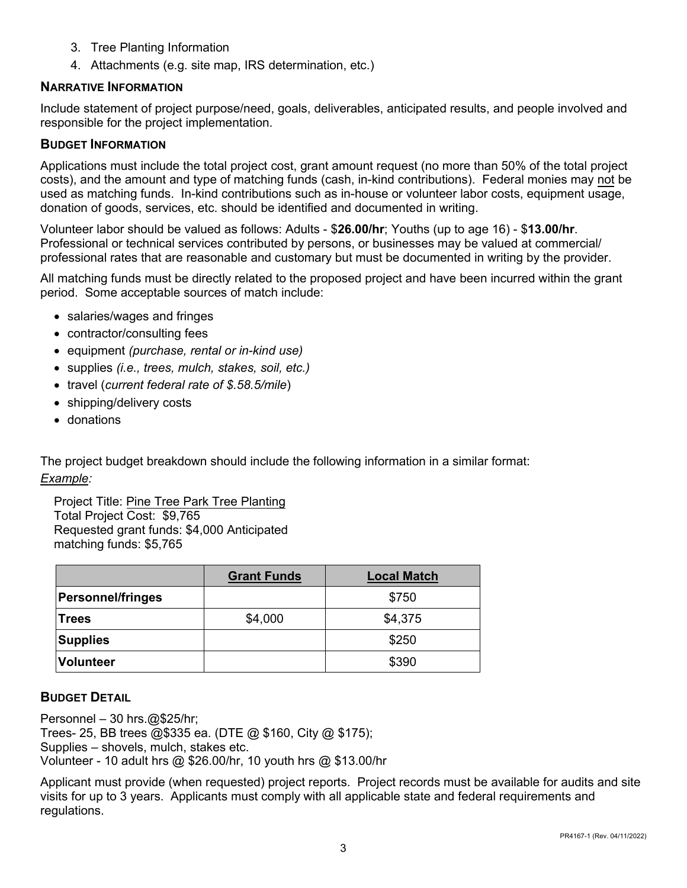3. Tree Planting Information
4. Attachments (e.g. site map, IRS determination, etc.)

### Narrative Information

Include statement of project purpose/need, goals, deliverables, anticipated results, and people involved and responsible for the project implementation.

### Budget Information

Applications must include the total project cost, grant amount request (no more than 50% of the total project costs), and the amount and type of matching funds (cash, in-kind contributions). Federal monies may not be used as matching funds. In-kind contributions such as in-house or volunteer labor costs, equipment usage, donation of goods, services, etc. should be identified and documented in writing.

Volunteer labor should be valued as follows: Adults - $**26.00/hr**; Youths (up to age 16) - $**13.00/hr**. Professional or technical services contributed by persons, or businesses may be valued at commercial/ professional rates that are reasonable and customary but must be documented in writing by the provider.

All matching funds must be directly related to the proposed project and have been incurred within the grant period. Some acceptable sources of match include:

- salaries/wages and fringes
- contractor/consulting fees
- equipment *(purchase, rental or in-kind use)*
- supplies *(i.e., trees, mulch, stakes, soil, etc.)*
- travel (*current federal rate of $.58.5/mile*)
- shipping/delivery costs
- donations

The project budget breakdown should include the following information in a similar format:

*Example:*

Project Title: Pine Tree Park Tree Planting
Total Project Cost: $9,765
Requested grant funds: $4,000 Anticipated matching funds: $5,765

| | Grant Funds | Local Match |
|---|---|---|
| **Personnel/fringes** | | $750 |
| **Trees** | $4,000 | $4,375 |
| **Supplies** | | $250 |
| **Volunteer** | | $390 |

### Budget Detail

Personnel – 30 hrs.@$25/hr;
Trees- 25, BB trees @$335 ea. (DTE @ $160, City @ $175);
Supplies – shovels, mulch, stakes etc.
Volunteer - 10 adult hrs @ $26.00/hr, 10 youth hrs @ $13.00/hr

Applicant must provide (when requested) project reports. Project records must be available for audits and site visits for up to 3 years. Applicants must comply with all applicable state and federal requirements and regulations.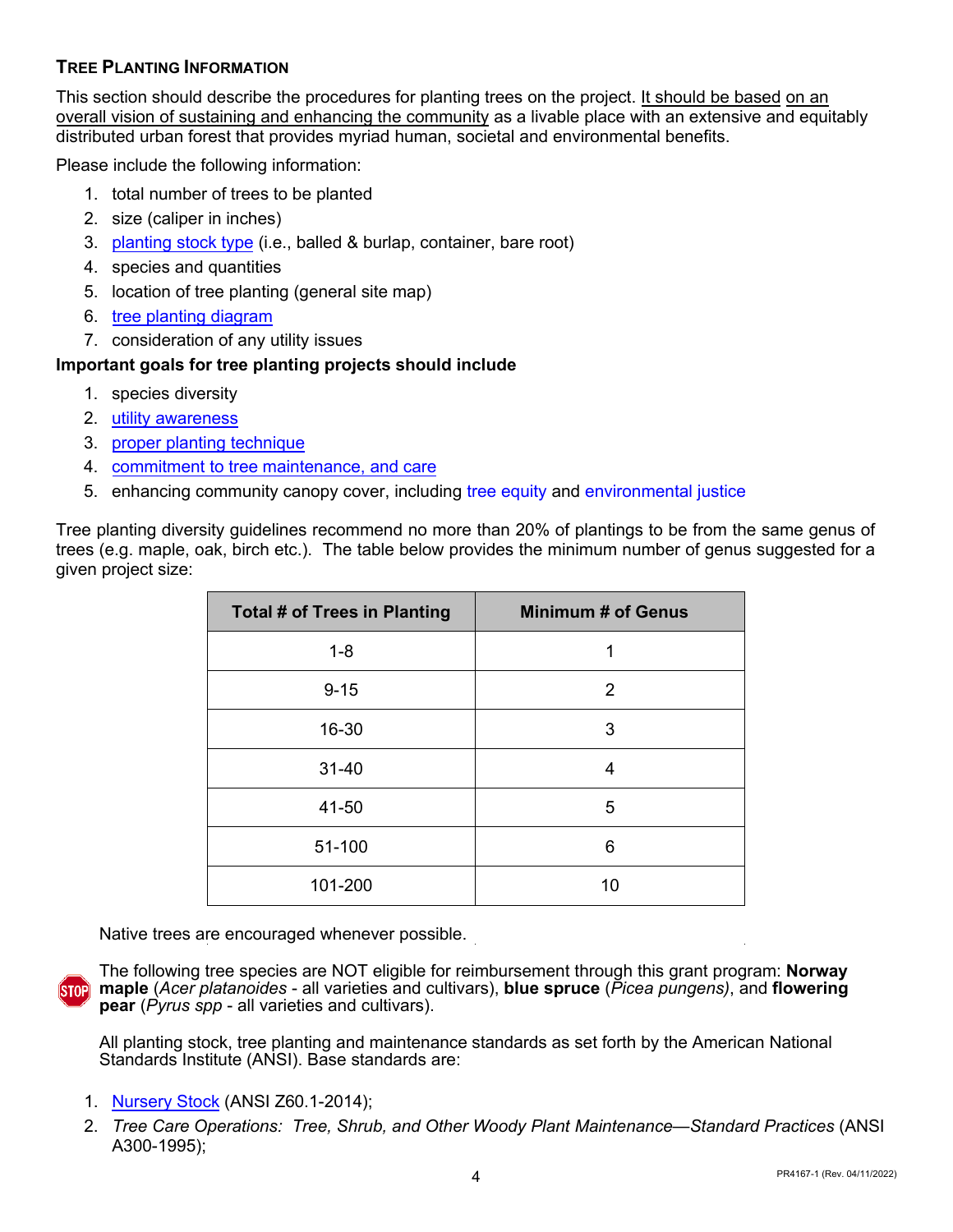### Tree Planting Information

This section should describe the procedures for planting trees on the project. It should be based on an overall vision of sustaining and enhancing the community as a livable place with an extensive and equitably distributed urban forest that provides myriad human, societal and environmental benefits.

Please include the following information:

1. total number of trees to be planted
2. size (caliper in inches)
3. planting stock type (i.e., balled & burlap, container, bare root)
4. species and quantities
5. location of tree planting (general site map)
6. tree planting diagram
7. consideration of any utility issues

**Important goals for tree planting projects should include**

1. species diversity
2. utility awareness
3. proper planting technique
4. commitment to tree maintenance, and care
5. enhancing community canopy cover, including tree equity and environmental justice

Tree planting diversity guidelines recommend no more than 20% of plantings to be from the same genus of trees (e.g. maple, oak, birch etc.). The table below provides the minimum number of genus suggested for a given project size:

| Total # of Trees in Planting | Minimum # of Genus |
|---|---|
| 1-8 | 1 |
| 9-15 | 2 |
| 16-30 | 3 |
| 31-40 | 4 |
| 41-50 | 5 |
| 51-100 | 6 |
| 101-200 | 10 |

Native trees are encouraged whenever possible.

The following tree species are NOT eligible for reimbursement through this grant program: **Norway maple** (*Acer platanoides* - all varieties and cultivars), **blue spruce** (*Picea pungens)*, and **flowering pear** (*Pyrus spp* - all varieties and cultivars).

All planting stock, tree planting and maintenance standards as set forth by the American National Standards Institute (ANSI). Base standards are:

1. Nursery Stock (ANSI Z60.1-2014);
2. *Tree Care Operations: Tree, Shrub, and Other Woody Plant Maintenance—Standard Practices* (ANSI A300-1995);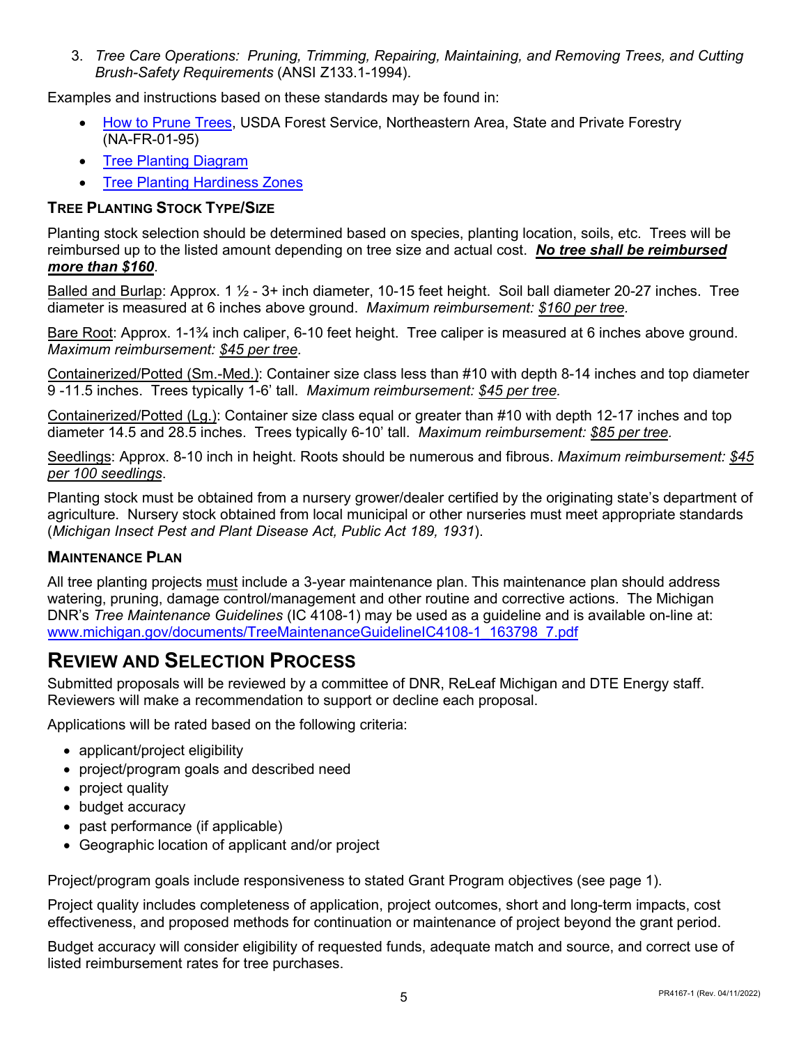3. *Tree Care Operations: Pruning, Trimming, Repairing, Maintaining, and Removing Trees, and Cutting Brush-Safety Requirements* (ANSI Z133.1-1994).

Examples and instructions based on these standards may be found in:

- How to Prune Trees, USDA Forest Service, Northeastern Area, State and Private Forestry (NA-FR-01-95)
- Tree Planting Diagram
- Tree Planting Hardiness Zones

### TREE PLANTING STOCK TYPE/SIZE

Planting stock selection should be determined based on species, planting location, soils, etc. Trees will be reimbursed up to the listed amount depending on tree size and actual cost. ***No tree shall be reimbursed more than $160***.

Balled and Burlap: Approx. 1 ½ - 3+ inch diameter, 10-15 feet height. Soil ball diameter 20-27 inches. Tree diameter is measured at 6 inches above ground. *Maximum reimbursement: $160 per tree.*

Bare Root: Approx. 1-1¾ inch caliper, 6-10 feet height. Tree caliper is measured at 6 inches above ground. *Maximum reimbursement: $45 per tree.*

Containerized/Potted (Sm.-Med.): Container size class less than #10 with depth 8-14 inches and top diameter 9 -11.5 inches. Trees typically 1-6' tall. *Maximum reimbursement: $45 per tree.*

Containerized/Potted (Lg.): Container size class equal or greater than #10 with depth 12-17 inches and top diameter 14.5 and 28.5 inches. Trees typically 6-10' tall. *Maximum reimbursement: $85 per tree.*

Seedlings: Approx. 8-10 inch in height. Roots should be numerous and fibrous. *Maximum reimbursement: $45 per 100 seedlings*.

Planting stock must be obtained from a nursery grower/dealer certified by the originating state's department of agriculture. Nursery stock obtained from local municipal or other nurseries must meet appropriate standards (*Michigan Insect Pest and Plant Disease Act, Public Act 189, 1931*).

### MAINTENANCE PLAN

All tree planting projects must include a 3-year maintenance plan. This maintenance plan should address watering, pruning, damage control/management and other routine and corrective actions. The Michigan DNR's *Tree Maintenance Guidelines* (IC 4108-1) may be used as a guideline and is available on-line at: www.michigan.gov/documents/TreeMaintenanceGuidelineIC4108-1_163798_7.pdf

## REVIEW AND SELECTION PROCESS

Submitted proposals will be reviewed by a committee of DNR, ReLeaf Michigan and DTE Energy staff. Reviewers will make a recommendation to support or decline each proposal.

Applications will be rated based on the following criteria:

- applicant/project eligibility
- project/program goals and described need
- project quality
- budget accuracy
- past performance (if applicable)
- Geographic location of applicant and/or project

Project/program goals include responsiveness to stated Grant Program objectives (see page 1).

Project quality includes completeness of application, project outcomes, short and long-term impacts, cost effectiveness, and proposed methods for continuation or maintenance of project beyond the grant period.

Budget accuracy will consider eligibility of requested funds, adequate match and source, and correct use of listed reimbursement rates for tree purchases.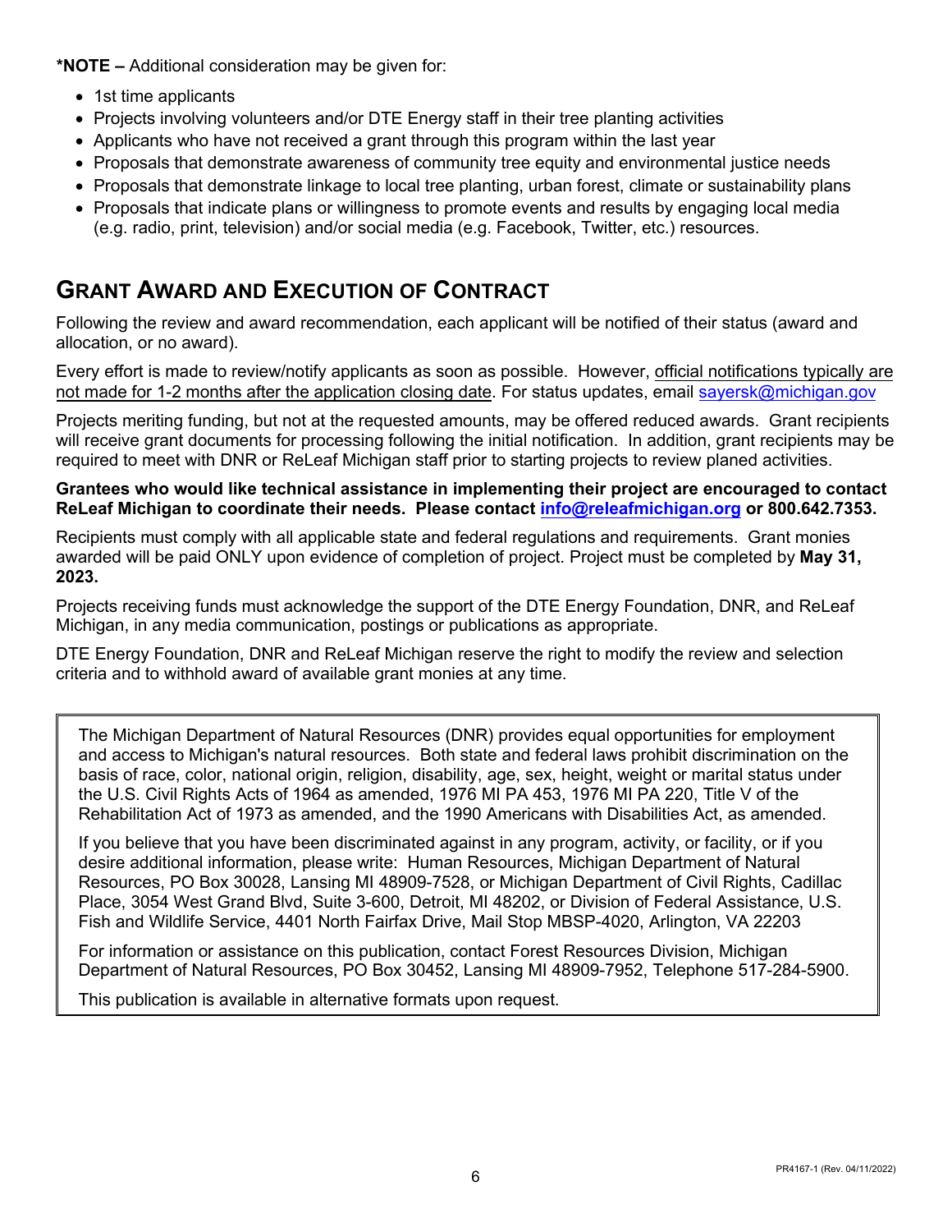**\*NOTE –** Additional consideration may be given for:

- 1st time applicants
- Projects involving volunteers and/or DTE Energy staff in their tree planting activities
- Applicants who have not received a grant through this program within the last year
- Proposals that demonstrate awareness of community tree equity and environmental justice needs
- Proposals that demonstrate linkage to local tree planting, urban forest, climate or sustainability plans
- Proposals that indicate plans or willingness to promote events and results by engaging local media (e.g. radio, print, television) and/or social media (e.g. Facebook, Twitter, etc.) resources.

## GRANT AWARD AND EXECUTION OF CONTRACT

Following the review and award recommendation, each applicant will be notified of their status (award and allocation, or no award).

Every effort is made to review/notify applicants as soon as possible. However, official notifications typically are not made for 1-2 months after the application closing date. For status updates, email sayersk@michigan.gov

Projects meriting funding, but not at the requested amounts, may be offered reduced awards. Grant recipients will receive grant documents for processing following the initial notification. In addition, grant recipients may be required to meet with DNR or ReLeaf Michigan staff prior to starting projects to review planed activities.

**Grantees who would like technical assistance in implementing their project are encouraged to contact ReLeaf Michigan to coordinate their needs. Please contact info@releafmichigan.org or 800.642.7353.**

Recipients must comply with all applicable state and federal regulations and requirements. Grant monies awarded will be paid ONLY upon evidence of completion of project. Project must be completed by **May 31, 2023.**

Projects receiving funds must acknowledge the support of the DTE Energy Foundation, DNR, and ReLeaf Michigan, in any media communication, postings or publications as appropriate.

DTE Energy Foundation, DNR and ReLeaf Michigan reserve the right to modify the review and selection criteria and to withhold award of available grant monies at any time.

---

The Michigan Department of Natural Resources (DNR) provides equal opportunities for employment and access to Michigan's natural resources. Both state and federal laws prohibit discrimination on the basis of race, color, national origin, religion, disability, age, sex, height, weight or marital status under the U.S. Civil Rights Acts of 1964 as amended, 1976 MI PA 453, 1976 MI PA 220, Title V of the Rehabilitation Act of 1973 as amended, and the 1990 Americans with Disabilities Act, as amended.

If you believe that you have been discriminated against in any program, activity, or facility, or if you desire additional information, please write: Human Resources, Michigan Department of Natural Resources, PO Box 30028, Lansing MI 48909-7528, or Michigan Department of Civil Rights, Cadillac Place, 3054 West Grand Blvd, Suite 3-600, Detroit, MI 48202, or Division of Federal Assistance, U.S. Fish and Wildlife Service, 4401 North Fairfax Drive, Mail Stop MBSP-4020, Arlington, VA 22203

For information or assistance on this publication, contact Forest Resources Division, Michigan Department of Natural Resources, PO Box 30452, Lansing MI 48909-7952, Telephone 517-284-5900.

This publication is available in alternative formats upon request.

---

PR4167-1 (Rev. 04/11/2022)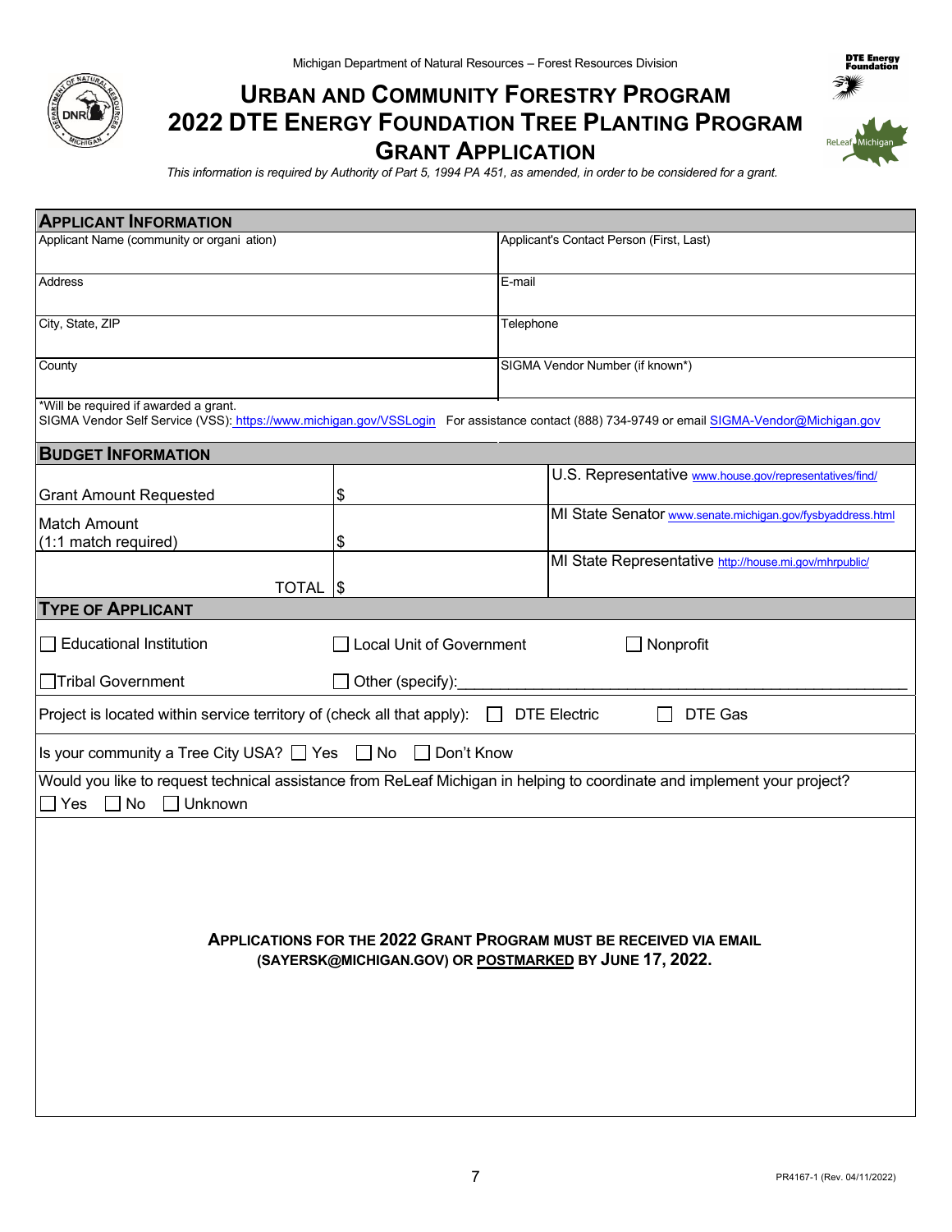Michigan Department of Natural Resources – Forest Resources Division

# Urban and Community Forestry Program
# 2022 DTE Energy Foundation Tree Planting Program
# Grant Application

*This information is required by Authority of Part 5, 1994 PA 451, as amended, in order to be considered for a grant.*

## Applicant Information

| Applicant Name (community or organi ation) | Applicant's Contact Person (First, Last) |
|---|---|
| Address | E-mail |
| City, State, ZIP | Telephone |
| County | SIGMA Vendor Number (if known*) |

*Will be required if awarded a grant.
SIGMA Vendor Self Service (VSS): https://www.michigan.gov/VSSLogin For assistance contact (888) 734-9749 or email SIGMA-Vendor@Michigan.gov

## Budget Information

| | | |
|---|---|---|
| Grant Amount Requested | $ | U.S. Representative www.house.gov/representatives/find/ |
| Match Amount (1:1 match required) | $ | MI State Senator www.senate.michigan.gov/fysbyaddress.html |
| TOTAL | $ | MI State Representative http://house.mi.gov/mhrpublic/ |

## Type of Applicant

☐ Educational Institution ☐ Local Unit of Government ☐ Nonprofit

☐ Tribal Government ☐ Other (specify):_______________________________________________

Project is located within service territory of (check all that apply): ☐ DTE Electric ☐ DTE Gas

Is your community a Tree City USA? ☐ Yes ☐ No ☐ Don't Know

Would you like to request technical assistance from ReLeaf Michigan in helping to coordinate and implement your project?
☐ Yes ☐ No ☐ Unknown

**APPLICATIONS FOR THE 2022 GRANT PROGRAM MUST BE RECEIVED VIA EMAIL (SAYERSK@MICHIGAN.GOV) OR POSTMARKED BY JUNE 17, 2022.**

PR4167-1 (Rev. 04/11/2022)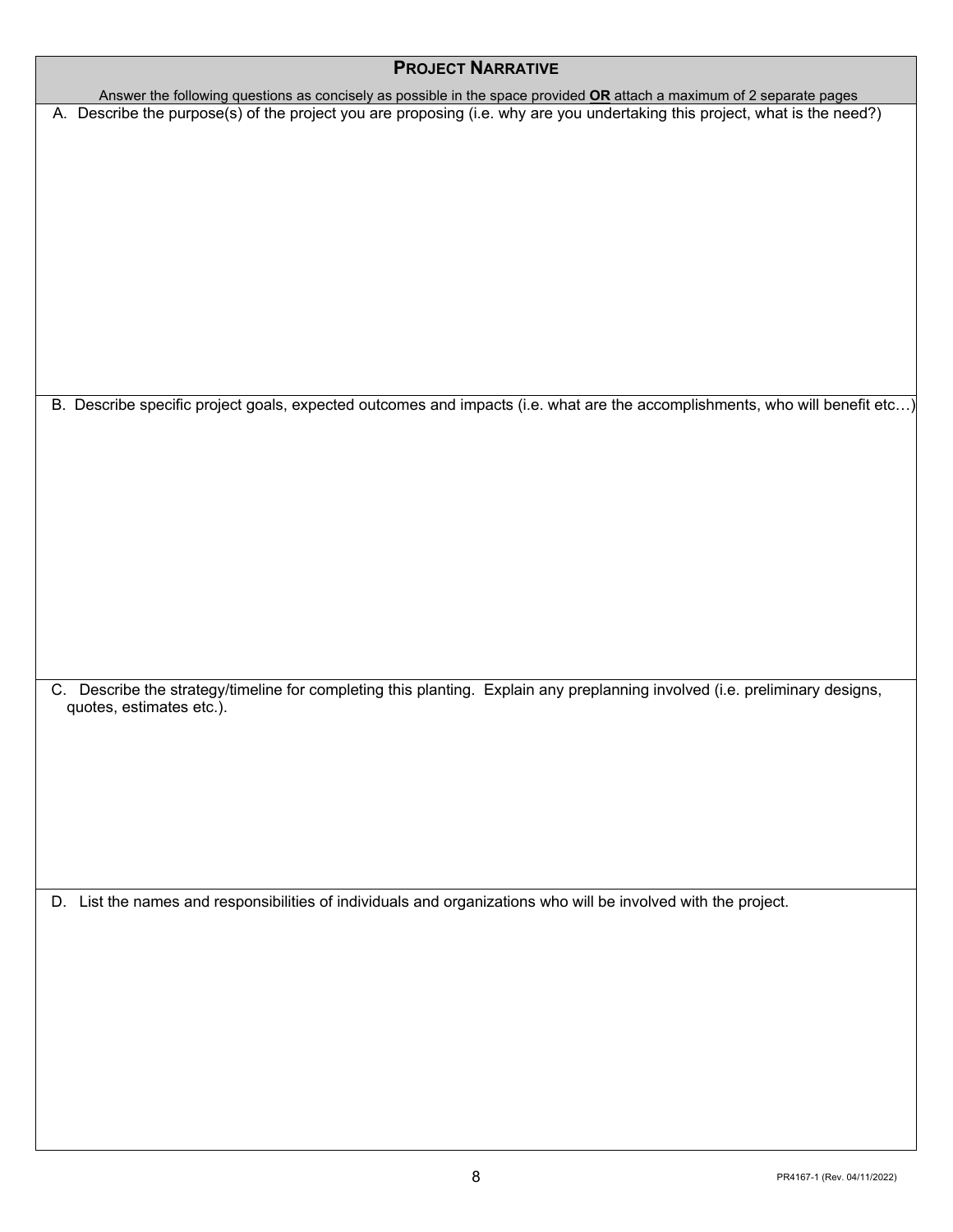## Project Narrative

Answer the following questions as concisely as possible in the space provided **OR** attach a maximum of 2 separate pages

A. Describe the purpose(s) of the project you are proposing (i.e. why are you undertaking this project, what is the need?)

B. Describe specific project goals, expected outcomes and impacts (i.e. what are the accomplishments, who will benefit etc…)

C. Describe the strategy/timeline for completing this planting. Explain any preplanning involved (i.e. preliminary designs, quotes, estimates etc.).

D. List the names and responsibilities of individuals and organizations who will be involved with the project.

PR4167-1 (Rev. 04/11/2022)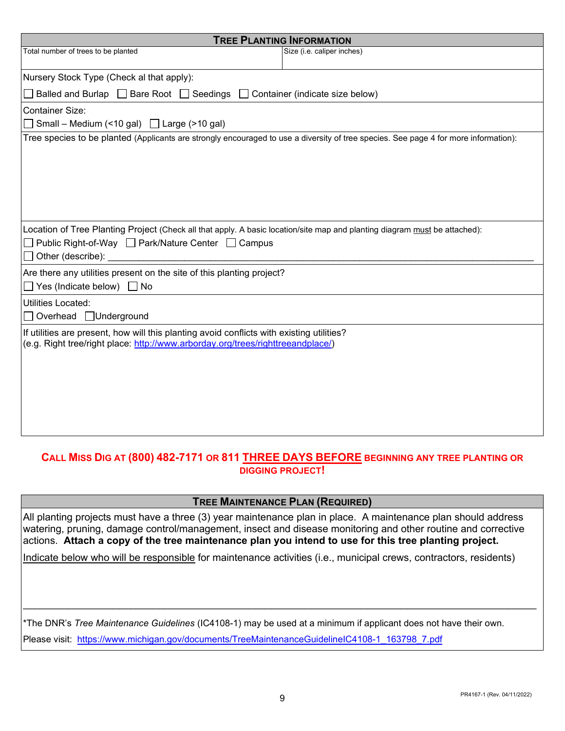## TREE PLANTING INFORMATION

| Total number of trees to be planted | Size (i.e. caliper inches) |
| --- | --- |
| | |

Nursery Stock Type (Check al that apply):

☐ Balled and Burlap ☐ Bare Root ☐ Seedings ☐ Container (indicate size below)

Container Size:

☐ Small – Medium (<10 gal) ☐ Large (>10 gal)

Tree species to be planted (Applicants are strongly encouraged to use a diversity of tree species. See page 4 for more information):

Location of Tree Planting Project (Check all that apply. A basic location/site map and planting diagram must be attached):

☐ Public Right-of-Way ☐ Park/Nature Center ☐ Campus

☐ Other (describe): ______________________________________________________________

Are there any utilities present on the site of this planting project?

☐ Yes (Indicate below) ☐ No

Utilities Located:

☐ Overhead ☐ Underground

If utilities are present, how will this planting avoid conflicts with existing utilities?
(e.g. Right tree/right place: http://www.arborday.org/trees/righttreeandplace/)

**CALL MISS DIG AT (800) 482-7171 OR 811 THREE DAYS BEFORE BEGINNING ANY TREE PLANTING OR DIGGING PROJECT!**

## TREE MAINTENANCE PLAN (REQUIRED)

All planting projects must have a three (3) year maintenance plan in place. A maintenance plan should address watering, pruning, damage control/management, insect and disease monitoring and other routine and corrective actions. **Attach a copy of the tree maintenance plan you intend to use for this tree planting project.**

Indicate below who will be responsible for maintenance activities (i.e., municipal crews, contractors, residents)

______________________________________________________________________________

*The DNR's *Tree Maintenance Guidelines* (IC4108-1) may be used at a minimum if applicant does not have their own.

Please visit: https://www.michigan.gov/documents/TreeMaintenanceGuidelineIC4108-1_163798_7.pdf

PR4167-1 (Rev. 04/11/2022)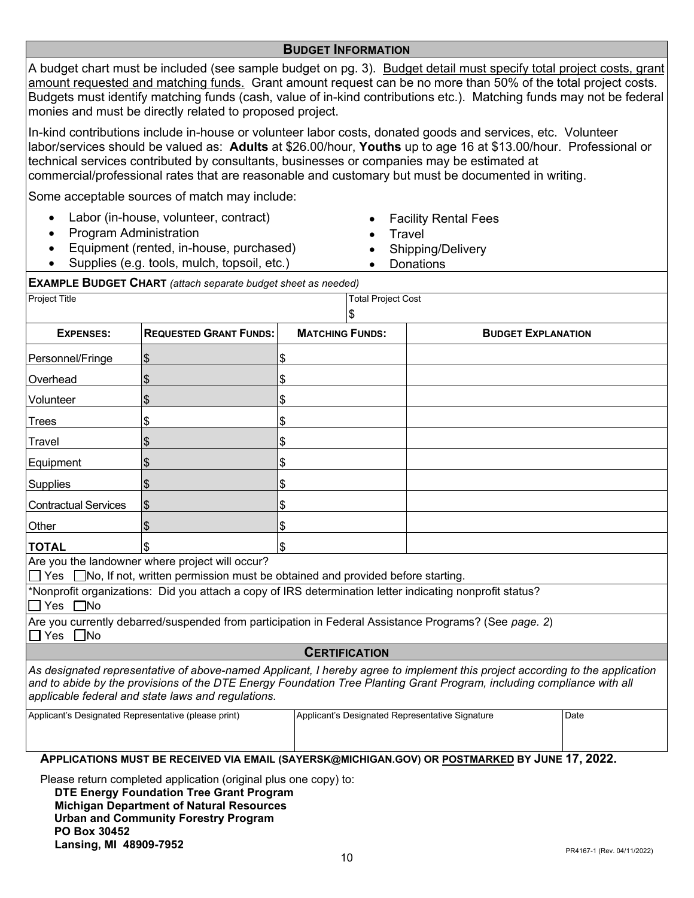## BUDGET INFORMATION

A budget chart must be included (see sample budget on pg. 3). Budget detail must specify total project costs, grant amount requested and matching funds. Grant amount request can be no more than 50% of the total project costs. Budgets must identify matching funds (cash, value of in-kind contributions etc.). Matching funds may not be federal monies and must be directly related to proposed project.

In-kind contributions include in-house or volunteer labor costs, donated goods and services, etc. Volunteer labor/services should be valued as: **Adults** at $26.00/hour, **Youths** up to age 16 at $13.00/hour. Professional or technical services contributed by consultants, businesses or companies may be estimated at commercial/professional rates that are reasonable and customary but must be documented in writing.

Some acceptable sources of match may include:

- Labor (in-house, volunteer, contract)
- Program Administration
- Equipment (rented, in-house, purchased)
- Supplies (e.g. tools, mulch, topsoil, etc.)
- Facility Rental Fees
- Travel
- Shipping/Delivery
- Donations

**EXAMPLE BUDGET CHART** *(attach separate budget sheet as needed)*

| Project Title | | Total Project Cost<br>$ | |
|---|---|---|---|
| **EXPENSES:** | **REQUESTED GRANT FUNDS:** | **MATCHING FUNDS:** | **BUDGET EXPLANATION** |
| Personnel/Fringe | $ | $ | |
| Overhead | $ | $ | |
| Volunteer | $ | $ | |
| Trees | $ | $ | |
| Travel | $ | $ | |
| Equipment | $ | $ | |
| Supplies | $ | $ | |
| Contractual Services | $ | $ | |
| Other | $ | $ | |
| **TOTAL** | $ | $ | |

Are you the landowner where project will occur?
☐ Yes ☐ No, If not, written permission must be obtained and provided before starting.

*Nonprofit organizations: Did you attach a copy of IRS determination letter indicating nonprofit status?
☐ Yes ☐ No

Are you currently debarred/suspended from participation in Federal Assistance Programs? (See *page. 2*)
☐ Yes ☐ No

## CERTIFICATION

*As designated representative of above-named Applicant, I hereby agree to implement this project according to the application and to abide by the provisions of the DTE Energy Foundation Tree Planting Grant Program, including compliance with all applicable federal and state laws and regulations.*

| Applicant's Designated Representative (please print) | Applicant's Designated Representative Signature | Date |
|---|---|---|
| | | |

**APPLICATIONS MUST BE RECEIVED VIA EMAIL (SAYERSK@MICHIGAN.GOV) OR POSTMARKED BY JUNE 17, 2022.**

Please return completed application (original plus one copy) to:

**DTE Energy Foundation Tree Grant Program**
**Michigan Department of Natural Resources**
**Urban and Community Forestry Program**
**PO Box 30452**
**Lansing, MI 48909-7952**

PR4167-1 (Rev. 04/11/2022)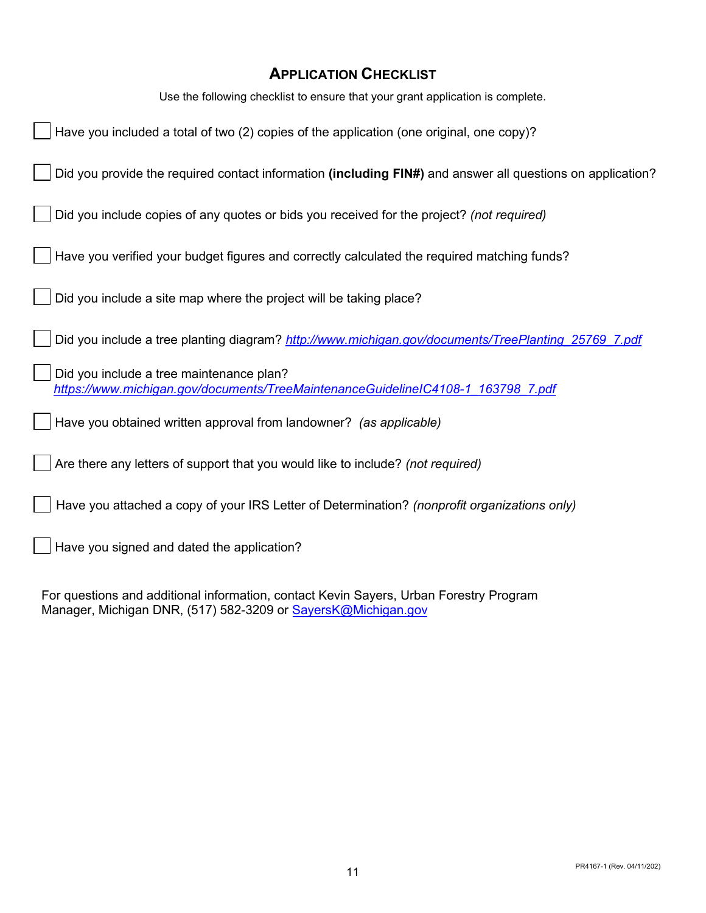## APPLICATION CHECKLIST

Use the following checklist to ensure that your grant application is complete.

- [ ] Have you included a total of two (2) copies of the application (one original, one copy)?
- [ ] Did you provide the required contact information **(including FIN#)** and answer all questions on application?
- [ ] Did you include copies of any quotes or bids you received for the project? *(not required)*
- [ ] Have you verified your budget figures and correctly calculated the required matching funds?
- [ ] Did you include a site map where the project will be taking place?
- [ ] Did you include a tree planting diagram? *http://www.michigan.gov/documents/TreePlanting_25769_7.pdf*
- [ ] Did you include a tree maintenance plan? *https://www.michigan.gov/documents/TreeMaintenanceGuidelineIC4108-1_163798_7.pdf*
- [ ] Have you obtained written approval from landowner? *(as applicable)*
- [ ] Are there any letters of support that you would like to include? *(not required)*
- [ ] Have you attached a copy of your IRS Letter of Determination? *(nonprofit organizations only)*
- [ ] Have you signed and dated the application?

For questions and additional information, contact Kevin Sayers, Urban Forestry Program Manager, Michigan DNR, (517) 582-3209 or SayersK@Michigan.gov

PR4167-1 (Rev. 04/11/202)